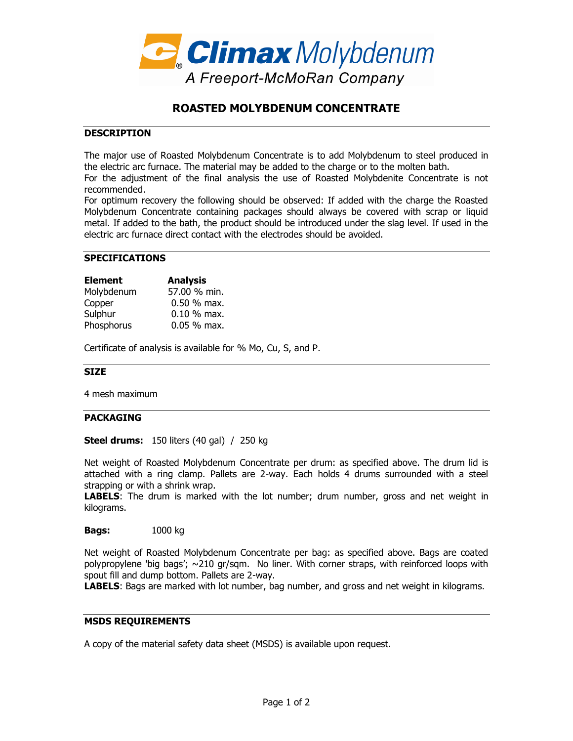Climax Molybdenum

A Freeport-McMoRan Company

# ROASTED MOLYBDENUM CONCENTRATE

## DESCRIPTION

The major use of Roasted Molybdenum Concentrate is to add Molybdenum to steel produced in the electric arc furnace. The material may be added to the charge or to the molten bath.
For the adjustment of the final analysis the use of Roasted Molybdenite Concentrate is not recommended.
For optimum recovery the following should be observed: If added with the charge the Roasted Molybdenum Concentrate containing packages should always be covered with scrap or liquid metal. If added to the bath, the product should be introduced under the slag level. If used in the electric arc furnace direct contact with the electrodes should be avoided.

## SPECIFICATIONS

| Element | Analysis |
|---|---|
| Molybdenum | 57.00 % min. |
| Copper | 0.50 % max. |
| Sulphur | 0.10 % max. |
| Phosphorus | 0.05 % max. |

Certificate of analysis is available for % Mo, Cu, S, and P.

## SIZE

4 mesh maximum

## PACKAGING

**Steel drums:** 150 liters (40 gal) / 250 kg

Net weight of Roasted Molybdenum Concentrate per drum: as specified above. The drum lid is attached with a ring clamp. Pallets are 2-way. Each holds 4 drums surrounded with a steel strapping or with a shrink wrap.
**LABELS**: The drum is marked with the lot number; drum number, gross and net weight in kilograms.

**Bags:** 1000 kg

Net weight of Roasted Molybdenum Concentrate per bag: as specified above. Bags are coated polypropylene 'big bags'; ~210 gr/sqm. No liner. With corner straps, with reinforced loops with spout fill and dump bottom. Pallets are 2-way.
**LABELS**: Bags are marked with lot number, bag number, and gross and net weight in kilograms.

## MSDS REQUIREMENTS

A copy of the material safety data sheet (MSDS) is available upon request.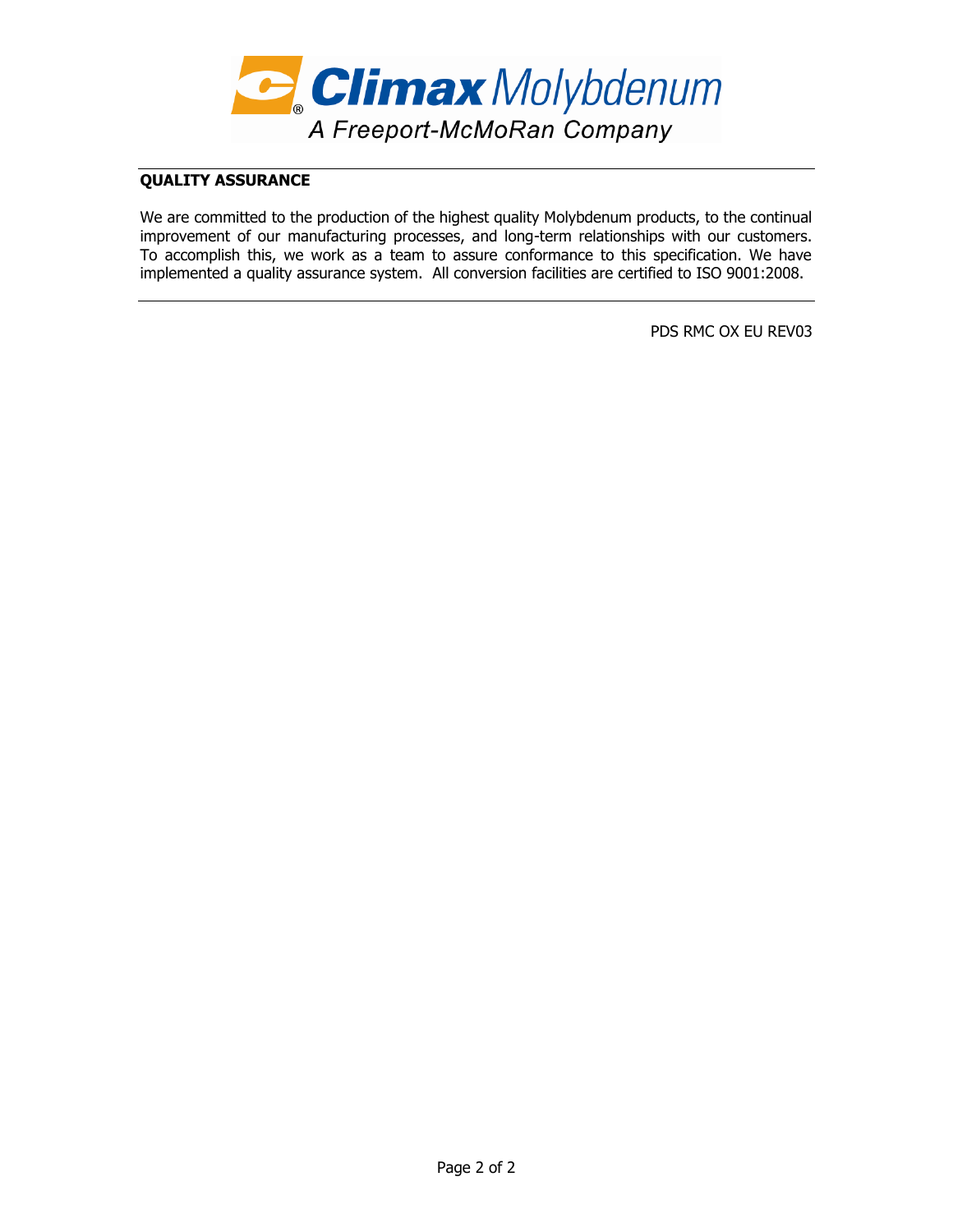Climax Molybdenum
A Freeport-McMoRan Company

**QUALITY ASSURANCE**

We are committed to the production of the highest quality Molybdenum products, to the continual improvement of our manufacturing processes, and long-term relationships with our customers. To accomplish this, we work as a team to assure conformance to this specification. We have implemented a quality assurance system. All conversion facilities are certified to ISO 9001:2008.

PDS RMC OX EU REV03